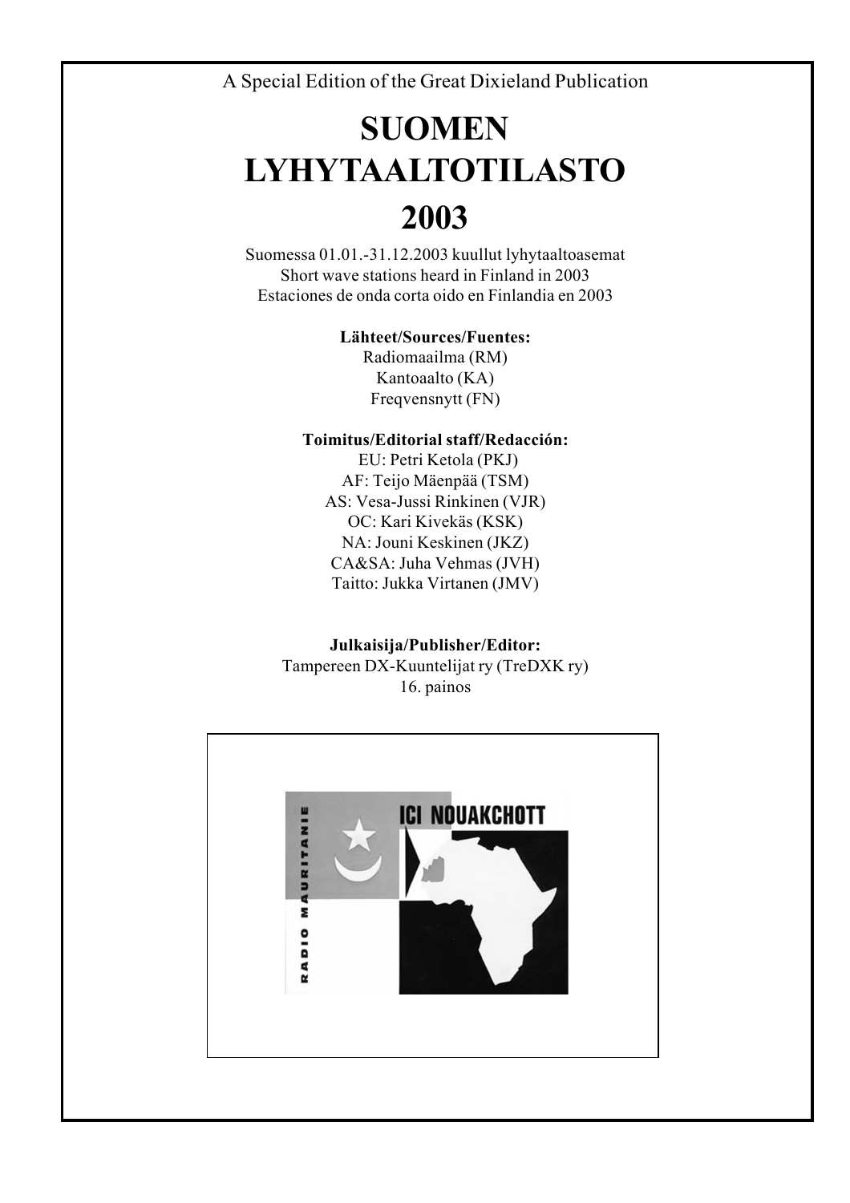A Special Edition of the Great Dixieland Publication

# SUOMEN LYHYTAALTOTILASTO 2003

Suomessa 01.01.-31.12.2003 kuullut lyhytaaltoasemat
Short wave stations heard in Finland in 2003
Estaciones de onda corta oido en Finlandia en 2003

**Lähteet/Sources/Fuentes:**
Radiomaailma (RM)
Kantoaalto (KA)
Freqvensnytt (FN)

**Toimitus/Editorial staff/Redacción:**
EU: Petri Ketola (PKJ)
AF: Teijo Mäenpää (TSM)
AS: Vesa-Jussi Rinkinen (VJR)
OC: Kari Kivekäs (KSK)
NA: Jouni Keskinen (JKZ)
CA&SA: Juha Vehmas (JVH)
Taitto: Jukka Virtanen (JMV)

**Julkaisija/Publisher/Editor:**
Tampereen DX-Kuuntelijat ry (TreDXK ry)
16. painos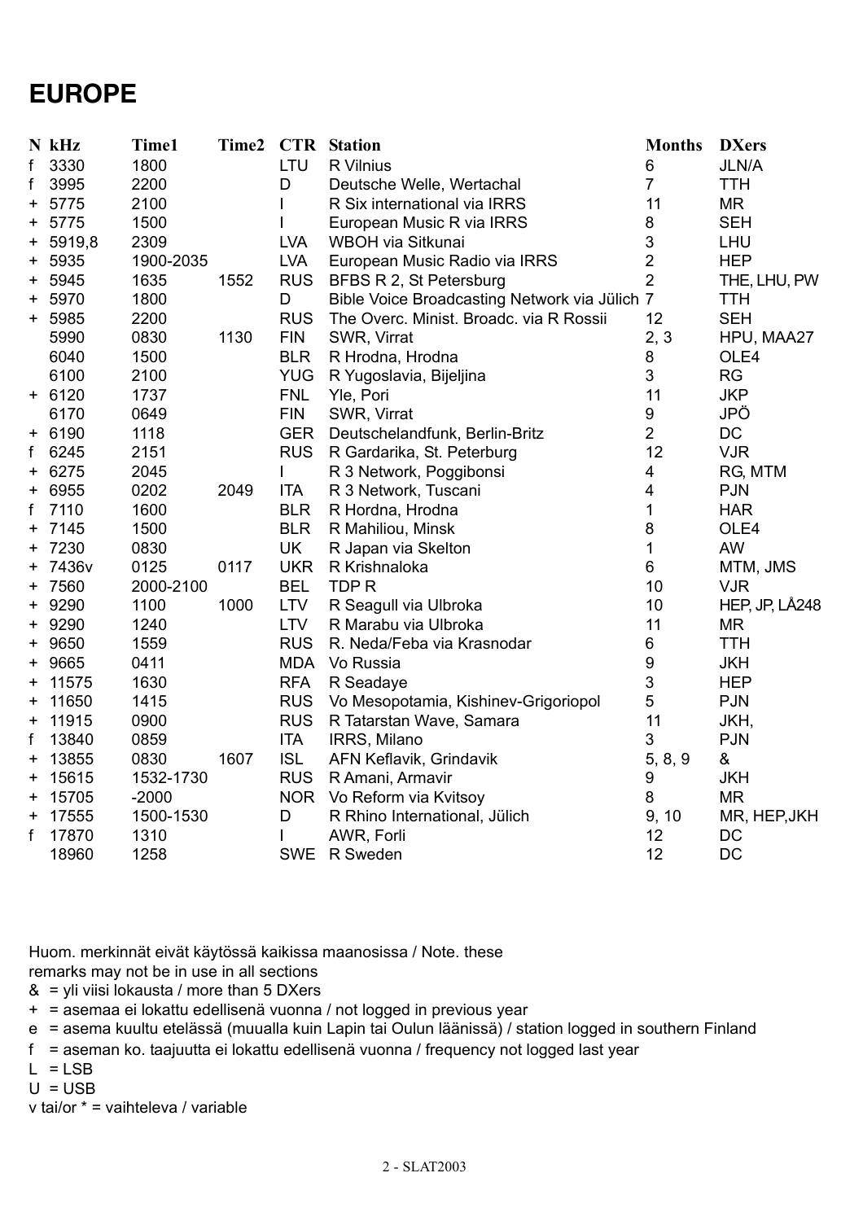# EUROPE

| N | kHz | Time1 | Time2 | CTR | Station | Months | DXers |
|---|---|---|---|---|---|---|---|
| f | 3330 | 1800 | | LTU | R Vilnius | 6 | JLN/A |
| f | 3995 | 2200 | | D | Deutsche Welle, Wertachal | 7 | TTH |
| + | 5775 | 2100 | | I | R Six international via IRRS | 11 | MR |
| + | 5775 | 1500 | | I | European Music R via IRRS | 8 | SEH |
| + | 5919,8 | 2309 | | LVA | WBOH via Sitkunai | 3 | LHU |
| + | 5935 | 1900-2035 | | LVA | European Music Radio via IRRS | 2 | HEP |
| + | 5945 | 1635 | 1552 | RUS | BFBS R 2, St Petersburg | 2 | THE, LHU, PW |
| + | 5970 | 1800 | | D | Bible Voice Broadcasting Network via Jülich | 7 | TTH |
| + | 5985 | 2200 | | RUS | The Overc. Minist. Broadc. via R Rossii | 12 | SEH |
| | 5990 | 0830 | 1130 | FIN | SWR, Virrat | 2, 3 | HPU, MAA27 |
| | 6040 | 1500 | | BLR | R Hrodna, Hrodna | 8 | OLE4 |
| | 6100 | 2100 | | YUG | R Yugoslavia, Bijeljina | 3 | RG |
| + | 6120 | 1737 | | FNL | Yle, Pori | 11 | JKP |
| | 6170 | 0649 | | FIN | SWR, Virrat | 9 | JPÖ |
| + | 6190 | 1118 | | GER | Deutschelandfunk, Berlin-Britz | 2 | DC |
| f | 6245 | 2151 | | RUS | R Gardarika, St. Peterburg | 12 | VJR |
| + | 6275 | 2045 | | I | R 3 Network, Poggibonsi | 4 | RG, MTM |
| + | 6955 | 0202 | 2049 | ITA | R 3 Network, Tuscani | 4 | PJN |
| f | 7110 | 1600 | | BLR | R Hordna, Hrodna | 1 | HAR |
| + | 7145 | 1500 | | BLR | R Mahiliou, Minsk | 8 | OLE4 |
| + | 7230 | 0830 | | UK | R Japan via Skelton | 1 | AW |
| + | 7436v | 0125 | 0117 | UKR | R Krishnaloka | 6 | MTM, JMS |
| + | 7560 | 2000-2100 | | BEL | TDP R | 10 | VJR |
| + | 9290 | 1100 | 1000 | LTV | R Seagull via Ulbroka | 10 | HEP, JP, LÅ248 |
| + | 9290 | 1240 | | LTV | R Marabu via Ulbroka | 11 | MR |
| + | 9650 | 1559 | | RUS | R. Neda/Feba via Krasnodar | 6 | TTH |
| + | 9665 | 0411 | | MDA | Vo Russia | 9 | JKH |
| + | 11575 | 1630 | | RFA | R Seadaye | 3 | HEP |
| + | 11650 | 1415 | | RUS | Vo Mesopotamia, Kishinev-Grigoriopol | 5 | PJN |
| + | 11915 | 0900 | | RUS | R Tatarstan Wave, Samara | 11 | JKH, |
| f | 13840 | 0859 | | ITA | IRRS, Milano | 3 | PJN |
| + | 13855 | 0830 | 1607 | ISL | AFN Keflavik, Grindavik | 5, 8, 9 | & |
| + | 15615 | 1532-1730 | | RUS | R Amani, Armavir | 9 | JKH |
| + | 15705 | -2000 | | NOR | Vo Reform via Kvitsoy | 8 | MR |
| + | 17555 | 1500-1530 | | D | R Rhino International, Jülich | 9, 10 | MR, HEP,JKH |
| f | 17870 | 1310 | | I | AWR, Forli | 12 | DC |
| | 18960 | 1258 | | SWE | R Sweden | 12 | DC |

Huom. merkinnät eivät käytössä kaikissa maanosissa / Note. these remarks may not be in use in all sections

& = yli viisi lokausta / more than 5 DXers
+ = asemaa ei lokattu edellisenä vuonna / not logged in previous year
e = asema kuultu etelässä (muualla kuin Lapin tai Oulun läänissä) / station logged in southern Finland
f = aseman ko. taajuutta ei lokattu edellisenä vuonna / frequency not logged last year
L = LSB
U = USB
v tai/or * = vaihteleva / variable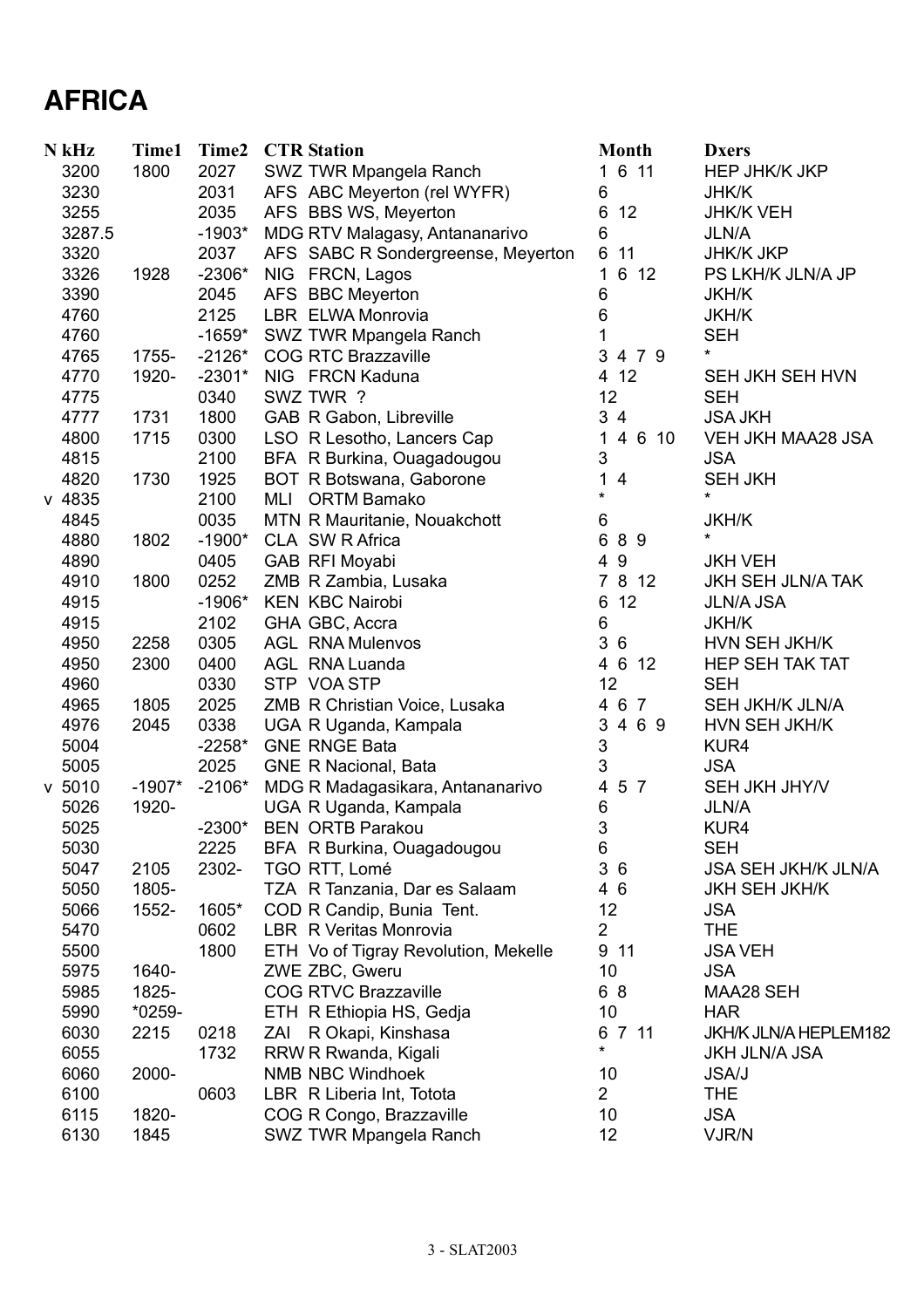# AFRICA

| N | kHz | Time1 | Time2 | CTR | Station | Month | Dxers |
|---|---|---|---|---|---|---|---|
| | 3200 | 1800 | 2027 | SWZ | TWR Mpangela Ranch | 1 6 11 | HEP JHK/K JKP |
| | 3230 | | 2031 | AFS | ABC Meyerton (rel WYFR) | 6 | JHK/K |
| | 3255 | | 2035 | AFS | BBS WS, Meyerton | 6 12 | JHK/K VEH |
| | 3287.5 | | -1903* | MDG | RTV Malagasy, Antananarivo | 6 | JLN/A |
| | 3320 | | 2037 | AFS | SABC R Sondergreense, Meyerton | 6 11 | JHK/K JKP |
| | 3326 | 1928 | -2306* | NIG | FRCN, Lagos | 1 6 12 | PS LKH/K JLN/A JP |
| | 3390 | | 2045 | AFS | BBC Meyerton | 6 | JKH/K |
| | 4760 | | 2125 | LBR | ELWA Monrovia | 6 | JKH/K |
| | 4760 | | -1659* | SWZ | TWR Mpangela Ranch | 1 | SEH |
| | 4765 | 1755- | -2126* | COG | RTC Brazzaville | 3 4 7 9 | * |
| | 4770 | 1920- | -2301* | NIG | FRCN Kaduna | 4 12 | SEH JKH SEH HVN |
| | 4775 | | 0340 | SWZ | TWR ? | 12 | SEH |
| | 4777 | 1731 | 1800 | GAB | R Gabon, Libreville | 3 4 | JSA JKH |
| | 4800 | 1715 | 0300 | LSO | R Lesotho, Lancers Cap | 1 4 6 10 | VEH JKH MAA28 JSA |
| | 4815 | | 2100 | BFA | R Burkina, Ouagadougou | 3 | JSA |
| | 4820 | 1730 | 1925 | BOT | R Botswana, Gaborone | 1 4 | SEH JKH |
| v | 4835 | | 2100 | MLI | ORTM Bamako | * | * |
| | 4845 | | 0035 | MTN | R Mauritanie, Nouakchott | 6 | JKH/K |
| | 4880 | 1802 | -1900* | CLA | SW R Africa | 6 8 9 | * |
| | 4890 | | 0405 | GAB | RFI Moyabi | 4 9 | JKH VEH |
| | 4910 | 1800 | 0252 | ZMB | R Zambia, Lusaka | 7 8 12 | JKH SEH JLN/A TAK |
| | 4915 | | -1906* | KEN | KBC Nairobi | 6 12 | JLN/A JSA |
| | 4915 | | 2102 | GHA | GBC, Accra | 6 | JKH/K |
| | 4950 | 2258 | 0305 | AGL | RNA Mulenvos | 3 6 | HVN SEH JKH/K |
| | 4950 | 2300 | 0400 | AGL | RNA Luanda | 4 6 12 | HEP SEH TAK TAT |
| | 4960 | | 0330 | STP | VOA STP | 12 | SEH |
| | 4965 | 1805 | 2025 | ZMB | R Christian Voice, Lusaka | 4 6 7 | SEH JKH/K JLN/A |
| | 4976 | 2045 | 0338 | UGA | R Uganda, Kampala | 3 4 6 9 | HVN SEH JKH/K |
| | 5004 | | -2258* | GNE | RNGE Bata | 3 | KUR4 |
| | 5005 | | 2025 | GNE | R Nacional, Bata | 3 | JSA |
| v | 5010 | -1907* | -2106* | MDG | R Madagasikara, Antananarivo | 4 5 7 | SEH JKH JHY/V |
| | 5026 | 1920- | | UGA | R Uganda, Kampala | 6 | JLN/A |
| | 5025 | | -2300* | BEN | ORTB Parakou | 3 | KUR4 |
| | 5030 | | 2225 | BFA | R Burkina, Ouagadougou | 6 | SEH |
| | 5047 | 2105 | 2302- | TGO | RTT, Lomé | 3 6 | JSA SEH JKH/K JLN/A |
| | 5050 | 1805- | | TZA | R Tanzania, Dar es Salaam | 4 6 | JKH SEH JKH/K |
| | 5066 | 1552- | 1605* | COD | R Candip, Bunia Tent. | 12 | JSA |
| | 5470 | | 0602 | LBR | R Veritas Monrovia | 2 | THE |
| | 5500 | | 1800 | ETH | Vo of Tigray Revolution, Mekelle | 9 11 | JSA VEH |
| | 5975 | 1640- | | ZWE | ZBC, Gweru | 10 | JSA |
| | 5985 | 1825- | | COG | RTVC Brazzaville | 6 8 | MAA28 SEH |
| | 5990 | *0259- | | ETH | R Ethiopia HS, Gedja | 10 | HAR |
| | 6030 | 2215 | 0218 | ZAI | R Okapi, Kinshasa | 6 7 11 | JKH/K JLN/A HEPLEM182 |
| | 6055 | | 1732 | RRW | R Rwanda, Kigali | * | JKH JLN/A JSA |
| | 6060 | 2000- | | NMB | NBC Windhoek | 10 | JSA/J |
| | 6100 | | 0603 | LBR | R Liberia Int, Totota | 2 | THE |
| | 6115 | 1820- | | COG | R Congo, Brazzaville | 10 | JSA |
| | 6130 | 1845 | | SWZ | TWR Mpangela Ranch | 12 | VJR/N |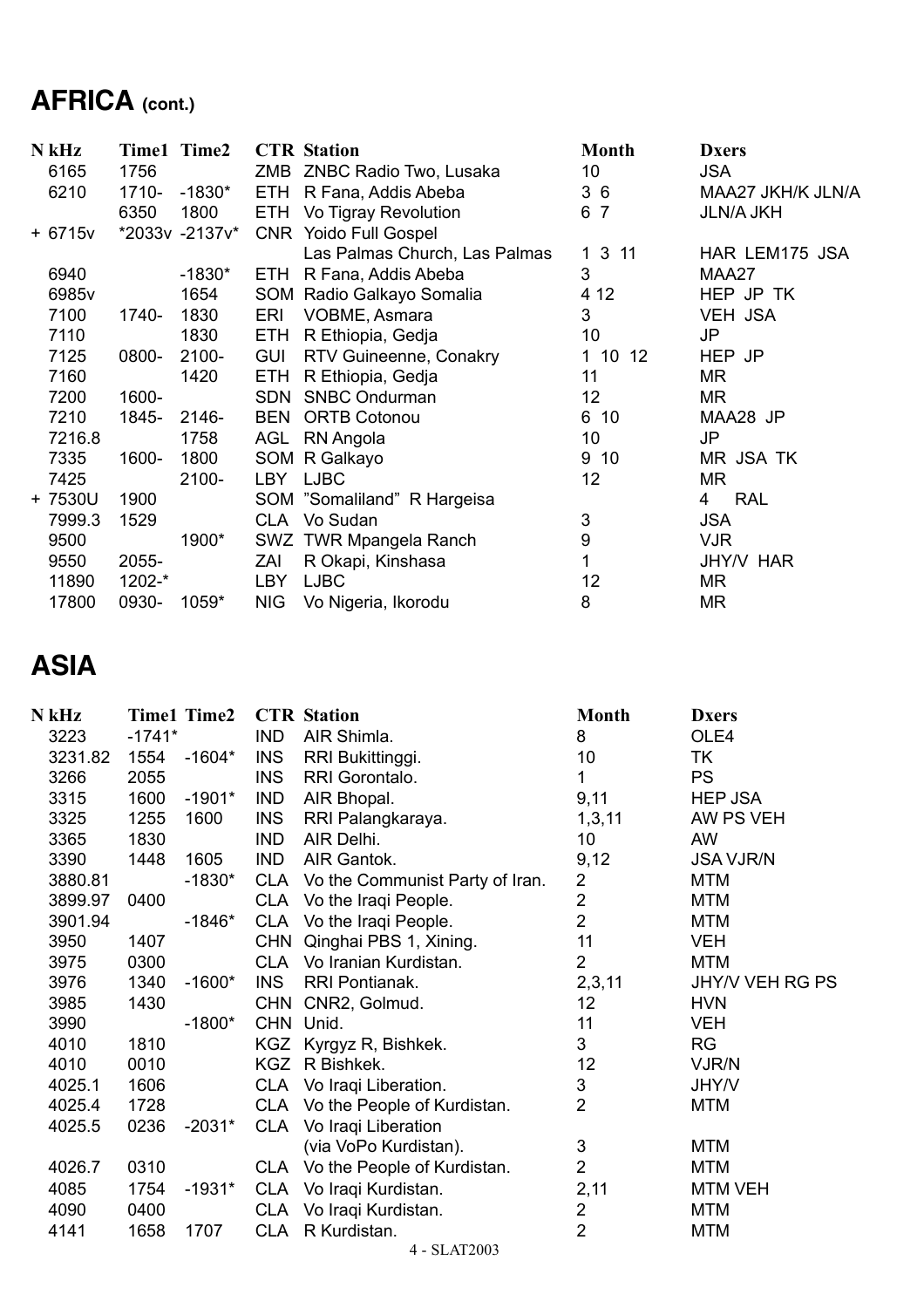# AFRICA (cont.)

| N kHz | Time1 | Time2 | CTR | Station | Month | Dxers |
|---|---|---|---|---|---|---|
| 6165 | 1756 | | ZMB | ZNBC Radio Two, Lusaka | 10 | JSA |
| 6210 | 1710- | -1830* | ETH | R Fana, Addis Abeba | 3 6 | MAA27 JKH/K JLN/A |
| | 6350 | 1800 | ETH | Vo Tigray Revolution | 6 7 | JLN/A JKH |
| + 6715v | *2033v | -2137v* | CNR | Yoido Full Gospel Las Palmas Church, Las Palmas | 1 3 11 | HAR LEM175 JSA |
| 6940 | | -1830* | ETH | R Fana, Addis Abeba | 3 | MAA27 |
| 6985v | | 1654 | SOM | Radio Galkayo Somalia | 4 12 | HEP JP TK |
| 7100 | 1740- | 1830 | ERI | VOBME, Asmara | 3 | VEH JSA |
| 7110 | | 1830 | ETH | R Ethiopia, Gedja | 10 | JP |
| 7125 | 0800- | 2100- | GUI | RTV Guineenne, Conakry | 1 10 12 | HEP JP |
| 7160 | | 1420 | ETH | R Ethiopia, Gedja | 11 | MR |
| 7200 | 1600- | | SDN | SNBC Ondurman | 12 | MR |
| 7210 | 1845- | 2146- | BEN | ORTB Cotonou | 6 10 | MAA28 JP |
| 7216.8 | | 1758 | AGL | RN Angola | 10 | JP |
| 7335 | 1600- | 1800 | SOM | R Galkayo | 9 10 | MR JSA TK |
| 7425 | | 2100- | LBY | LJBC | 12 | MR |
| + 7530U | 1900 | | SOM | "Somaliland" R Hargeisa | | 4 RAL |
| 7999.3 | 1529 | | CLA | Vo Sudan | 3 | JSA |
| 9500 | | 1900* | SWZ | TWR Mpangela Ranch | 9 | VJR |
| 9550 | 2055- | | ZAI | R Okapi, Kinshasa | 1 | JHY/V HAR |
| 11890 | 1202-* | | LBY | LJBC | 12 | MR |
| 17800 | 0930- | 1059* | NIG | Vo Nigeria, Ikorodu | 8 | MR |

# ASIA

| N kHz | Time1 | Time2 | CTR | Station | Month | Dxers |
|---|---|---|---|---|---|---|
| 3223 | -1741* | | IND | AIR Shimla. | 8 | OLE4 |
| 3231.82 | 1554 | -1604* | INS | RRI Bukittinggi. | 10 | TK |
| 3266 | 2055 | | INS | RRI Gorontalo. | 1 | PS |
| 3315 | 1600 | -1901* | IND | AIR Bhopal. | 9,11 | HEP JSA |
| 3325 | 1255 | 1600 | INS | RRI Palangkaraya. | 1,3,11 | AW PS VEH |
| 3365 | 1830 | | IND | AIR Delhi. | 10 | AW |
| 3390 | 1448 | 1605 | IND | AIR Gantok. | 9,12 | JSA VJR/N |
| 3880.81 | | -1830* | CLA | Vo the Communist Party of Iran. | 2 | MTM |
| 3899.97 | 0400 | | CLA | Vo the Iraqi People. | 2 | MTM |
| 3901.94 | | -1846* | CLA | Vo the Iraqi People. | 2 | MTM |
| 3950 | 1407 | | CHN | Qinghai PBS 1, Xining. | 11 | VEH |
| 3975 | 0300 | | CLA | Vo Iranian Kurdistan. | 2 | MTM |
| 3976 | 1340 | -1600* | INS | RRI Pontianak. | 2,3,11 | JHY/V VEH RG PS |
| 3985 | 1430 | | CHN | CNR2, Golmud. | 12 | HVN |
| 3990 | | -1800* | CHN | Unid. | 11 | VEH |
| 4010 | 1810 | | KGZ | Kyrgyz R, Bishkek. | 3 | RG |
| 4010 | 0010 | | KGZ | R Bishkek. | 12 | VJR/N |
| 4025.1 | 1606 | | CLA | Vo Iraqi Liberation. | 3 | JHY/V |
| 4025.4 | 1728 | | CLA | Vo the People of Kurdistan. | 2 | MTM |
| 4025.5 | 0236 | -2031* | CLA | Vo Iraqi Liberation (via VoPo Kurdistan). | 3 | MTM |
| 4026.7 | 0310 | | CLA | Vo the People of Kurdistan. | 2 | MTM |
| 4085 | 1754 | -1931* | CLA | Vo Iraqi Kurdistan. | 2,11 | MTM VEH |
| 4090 | 0400 | | CLA | Vo Iraqi Kurdistan. | 2 | MTM |
| 4141 | 1658 | 1707 | CLA | R Kurdistan. | 2 | MTM |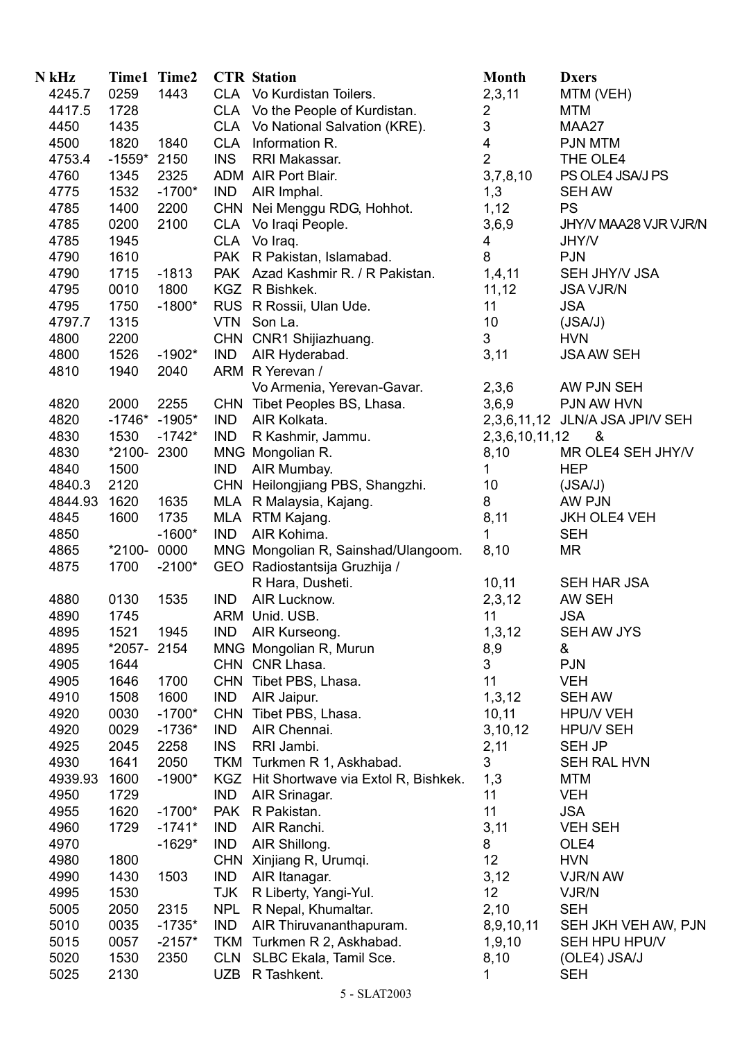| N kHz | Time1 | Time2 | CTR | Station | Month | Dxers |
|---|---|---|---|---|---|---|
| 4245.7 | 0259 | 1443 | CLA | Vo Kurdistan Toilers. | 2,3,11 | MTM (VEH) |
| 4417.5 | 1728 | | CLA | Vo the People of Kurdistan. | 2 | MTM |
| 4450 | 1435 | | CLA | Vo National Salvation (KRE). | 3 | MAA27 |
| 4500 | 1820 | 1840 | CLA | Information R. | 4 | PJN MTM |
| 4753.4 | -1559* | 2150 | INS | RRI Makassar. | 2 | THE OLE4 |
| 4760 | 1345 | 2325 | ADM | AIR Port Blair. | 3,7,8,10 | PS OLE4 JSA/J PS |
| 4775 | 1532 | -1700* | IND | AIR Imphal. | 1,3 | SEH AW |
| 4785 | 1400 | 2200 | CHN | Nei Menggu RDG, Hohhot. | 1,12 | PS |
| 4785 | 0200 | 2100 | CLA | Vo Iraqi People. | 3,6,9 | JHY/V MAA28 VJR VJR/N |
| 4785 | 1945 | | CLA | Vo Iraq. | 4 | JHY/V |
| 4790 | 1610 | | PAK | R Pakistan, Islamabad. | 8 | PJN |
| 4790 | 1715 | -1813 | PAK | Azad Kashmir R. / R Pakistan. | 1,4,11 | SEH JHY/V JSA |
| 4795 | 0010 | 1800 | KGZ | R Bishkek. | 11,12 | JSA VJR/N |
| 4795 | 1750 | -1800* | RUS | R Rossii, Ulan Ude. | 11 | JSA |
| 4797.7 | 1315 | | VTN | Son La. | 10 | (JSA/J) |
| 4800 | 2200 | | CHN | CNR1 Shijiazhuang. | 3 | HVN |
| 4800 | 1526 | -1902* | IND | AIR Hyderabad. | 3,11 | JSA AW SEH |
| 4810 | 1940 | 2040 | ARM | R Yerevan / Vo Armenia, Yerevan-Gavar. | 2,3,6 | AW PJN SEH |
| 4820 | 2000 | 2255 | CHN | Tibet Peoples BS, Lhasa. | 3,6,9 | PJN AW HVN |
| 4820 | -1746* | -1905* | IND | AIR Kolkata. | 2,3,6,11,12 | JLN/A JSA JPI/V SEH |
| 4830 | 1530 | -1742* | IND | R Kashmir, Jammu. | 2,3,6,10,11,12 | & |
| 4830 | *2100- | 2300 | MNG | Mongolian R. | 8,10 | MR OLE4 SEH JHY/V |
| 4840 | 1500 | | IND | AIR Mumbay. | 1 | HEP |
| 4840.3 | 2120 | | CHN | Heilongjiang PBS, Shangzhi. | 10 | (JSA/J) |
| 4844.93 | 1620 | 1635 | MLA | R Malaysia, Kajang. | 8 | AW PJN |
| 4845 | 1600 | 1735 | MLA | RTM Kajang. | 8,11 | JKH OLE4 VEH |
| 4850 | | -1600* | IND | AIR Kohima. | 1 | SEH |
| 4865 | *2100- | 0000 | MNG | Mongolian R, Sainshad/Ulangoom. | 8,10 | MR |
| 4875 | 1700 | -2100* | GEO | Radiostantsija Gruzhija / R Hara, Dusheti. | 10,11 | SEH HAR JSA |
| 4880 | 0130 | 1535 | IND | AIR Lucknow. | 2,3,12 | AW SEH |
| 4890 | 1745 | | ARM | Unid. USB. | 11 | JSA |
| 4895 | 1521 | 1945 | IND | AIR Kurseong. | 1,3,12 | SEH AW JYS |
| 4895 | *2057- | 2154 | MNG | Mongolian R, Murun | 8,9 | & |
| 4905 | 1644 | | CHN | CNR Lhasa. | 3 | PJN |
| 4905 | 1646 | 1700 | CHN | Tibet PBS, Lhasa. | 11 | VEH |
| 4910 | 1508 | 1600 | IND | AIR Jaipur. | 1,3,12 | SEH AW |
| 4920 | 0030 | -1700* | CHN | Tibet PBS, Lhasa. | 10,11 | HPU/V VEH |
| 4920 | 0029 | -1736* | IND | AIR Chennai. | 3,10,12 | HPU/V SEH |
| 4925 | 2045 | 2258 | INS | RRI Jambi. | 2,11 | SEH JP |
| 4930 | 1641 | 2050 | TKM | Turkmen R 1, Askhabad. | 3 | SEH RAL HVN |
| 4939.93 | 1600 | -1900* | KGZ | Hit Shortwave via Extol R, Bishkek. | 1,3 | MTM |
| 4950 | 1729 | | IND | AIR Srinagar. | 11 | VEH |
| 4955 | 1620 | -1700* | PAK | R Pakistan. | 11 | JSA |
| 4960 | 1729 | -1741* | IND | AIR Ranchi. | 3,11 | VEH SEH |
| 4970 | | -1629* | IND | AIR Shillong. | 8 | OLE4 |
| 4980 | 1800 | | CHN | Xinjiang R, Urumqi. | 12 | HVN |
| 4990 | 1430 | 1503 | IND | AIR Itanagar. | 3,12 | VJR/N AW |
| 4995 | 1530 | | TJK | R Liberty, Yangi-Yul. | 12 | VJR/N |
| 5005 | 2050 | 2315 | NPL | R Nepal, Khumaltar. | 2,10 | SEH |
| 5010 | 0035 | -1735* | IND | AIR Thiruvananthapuram. | 8,9,10,11 | SEH JKH VEH AW, PJN |
| 5015 | 0057 | -2157* | TKM | Turkmen R 2, Askhabad. | 1,9,10 | SEH HPU HPU/V |
| 5020 | 1530 | 2350 | CLN | SLBC Ekala, Tamil Sce. | 8,10 | (OLE4) JSA/J |
| 5025 | 2130 | | UZB | R Tashkent. | 1 | SEH |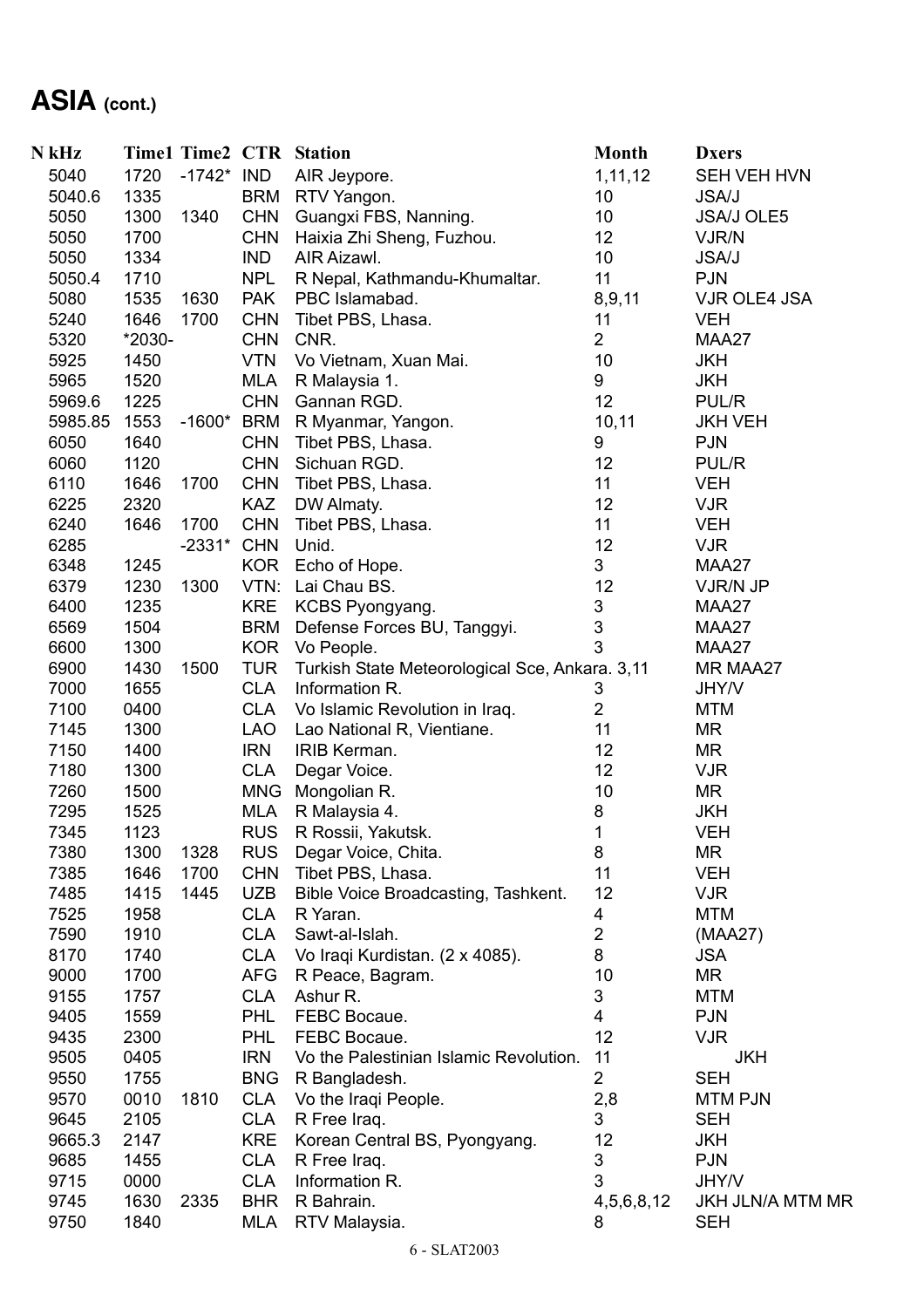# ASIA (cont.)

| N kHz | Time1 | Time2 | CTR | Station | Month | Dxers |
|---|---|---|---|---|---|---|
| 5040 | 1720 | -1742* | IND | AIR Jeypore. | 1,11,12 | SEH VEH HVN |
| 5040.6 | 1335 | | BRM | RTV Yangon. | 10 | JSA/J |
| 5050 | 1300 | 1340 | CHN | Guangxi FBS, Nanning. | 10 | JSA/J OLE5 |
| 5050 | 1700 | | CHN | Haixia Zhi Sheng, Fuzhou. | 12 | VJR/N |
| 5050 | 1334 | | IND | AIR Aizawl. | 10 | JSA/J |
| 5050.4 | 1710 | | NPL | R Nepal, Kathmandu-Khumaltar. | 11 | PJN |
| 5080 | 1535 | 1630 | PAK | PBC Islamabad. | 8,9,11 | VJR OLE4 JSA |
| 5240 | 1646 | 1700 | CHN | Tibet PBS, Lhasa. | 11 | VEH |
| 5320 | *2030- | | CHN | CNR. | 2 | MAA27 |
| 5925 | 1450 | | VTN | Vo Vietnam, Xuan Mai. | 10 | JKH |
| 5965 | 1520 | | MLA | R Malaysia 1. | 9 | JKH |
| 5969.6 | 1225 | | CHN | Gannan RGD. | 12 | PUL/R |
| 5985.85 | 1553 | -1600* | BRM | R Myanmar, Yangon. | 10,11 | JKH VEH |
| 6050 | 1640 | | CHN | Tibet PBS, Lhasa. | 9 | PJN |
| 6060 | 1120 | | CHN | Sichuan RGD. | 12 | PUL/R |
| 6110 | 1646 | 1700 | CHN | Tibet PBS, Lhasa. | 11 | VEH |
| 6225 | 2320 | | KAZ | DW Almaty. | 12 | VJR |
| 6240 | 1646 | 1700 | CHN | Tibet PBS, Lhasa. | 11 | VEH |
| 6285 | | -2331* | CHN | Unid. | 12 | VJR |
| 6348 | 1245 | | KOR | Echo of Hope. | 3 | MAA27 |
| 6379 | 1230 | 1300 | VTN: | Lai Chau BS. | 12 | VJR/N JP |
| 6400 | 1235 | | KRE | KCBS Pyongyang. | 3 | MAA27 |
| 6569 | 1504 | | BRM | Defense Forces BU, Tanggyi. | 3 | MAA27 |
| 6600 | 1300 | | KOR | Vo People. | 3 | MAA27 |
| 6900 | 1430 | 1500 | TUR | Turkish State Meteorological Sce, Ankara. | 3,11 | MR MAA27 |
| 7000 | 1655 | | CLA | Information R. | 3 | JHY/V |
| 7100 | 0400 | | CLA | Vo Islamic Revolution in Iraq. | 2 | MTM |
| 7145 | 1300 | | LAO | Lao National R, Vientiane. | 11 | MR |
| 7150 | 1400 | | IRN | IRIB Kerman. | 12 | MR |
| 7180 | 1300 | | CLA | Degar Voice. | 12 | VJR |
| 7260 | 1500 | | MNG | Mongolian R. | 10 | MR |
| 7295 | 1525 | | MLA | R Malaysia 4. | 8 | JKH |
| 7345 | 1123 | | RUS | R Rossii, Yakutsk. | 1 | VEH |
| 7380 | 1300 | 1328 | RUS | Degar Voice, Chita. | 8 | MR |
| 7385 | 1646 | 1700 | CHN | Tibet PBS, Lhasa. | 11 | VEH |
| 7485 | 1415 | 1445 | UZB | Bible Voice Broadcasting, Tashkent. | 12 | VJR |
| 7525 | 1958 | | CLA | R Yaran. | 4 | MTM |
| 7590 | 1910 | | CLA | Sawt-al-Islah. | 2 | (MAA27) |
| 8170 | 1740 | | CLA | Vo Iraqi Kurdistan. (2 x 4085). | 8 | JSA |
| 9000 | 1700 | | AFG | R Peace, Bagram. | 10 | MR |
| 9155 | 1757 | | CLA | Ashur R. | 3 | MTM |
| 9405 | 1559 | | PHL | FEBC Bocaue. | 4 | PJN |
| 9435 | 2300 | | PHL | FEBC Bocaue. | 12 | VJR |
| 9505 | 0405 | | IRN | Vo the Palestinian Islamic Revolution. | 11 | JKH |
| 9550 | 1755 | | BNG | R Bangladesh. | 2 | SEH |
| 9570 | 0010 | 1810 | CLA | Vo the Iraqi People. | 2,8 | MTM PJN |
| 9645 | 2105 | | CLA | R Free Iraq. | 3 | SEH |
| 9665.3 | 2147 | | KRE | Korean Central BS, Pyongyang. | 12 | JKH |
| 9685 | 1455 | | CLA | R Free Iraq. | 3 | PJN |
| 9715 | 0000 | | CLA | Information R. | 3 | JHY/V |
| 9745 | 1630 | 2335 | BHR | R Bahrain. | 4,5,6,8,12 | JKH JLN/A MTM MR |
| 9750 | 1840 | | MLA | RTV Malaysia. | 8 | SEH |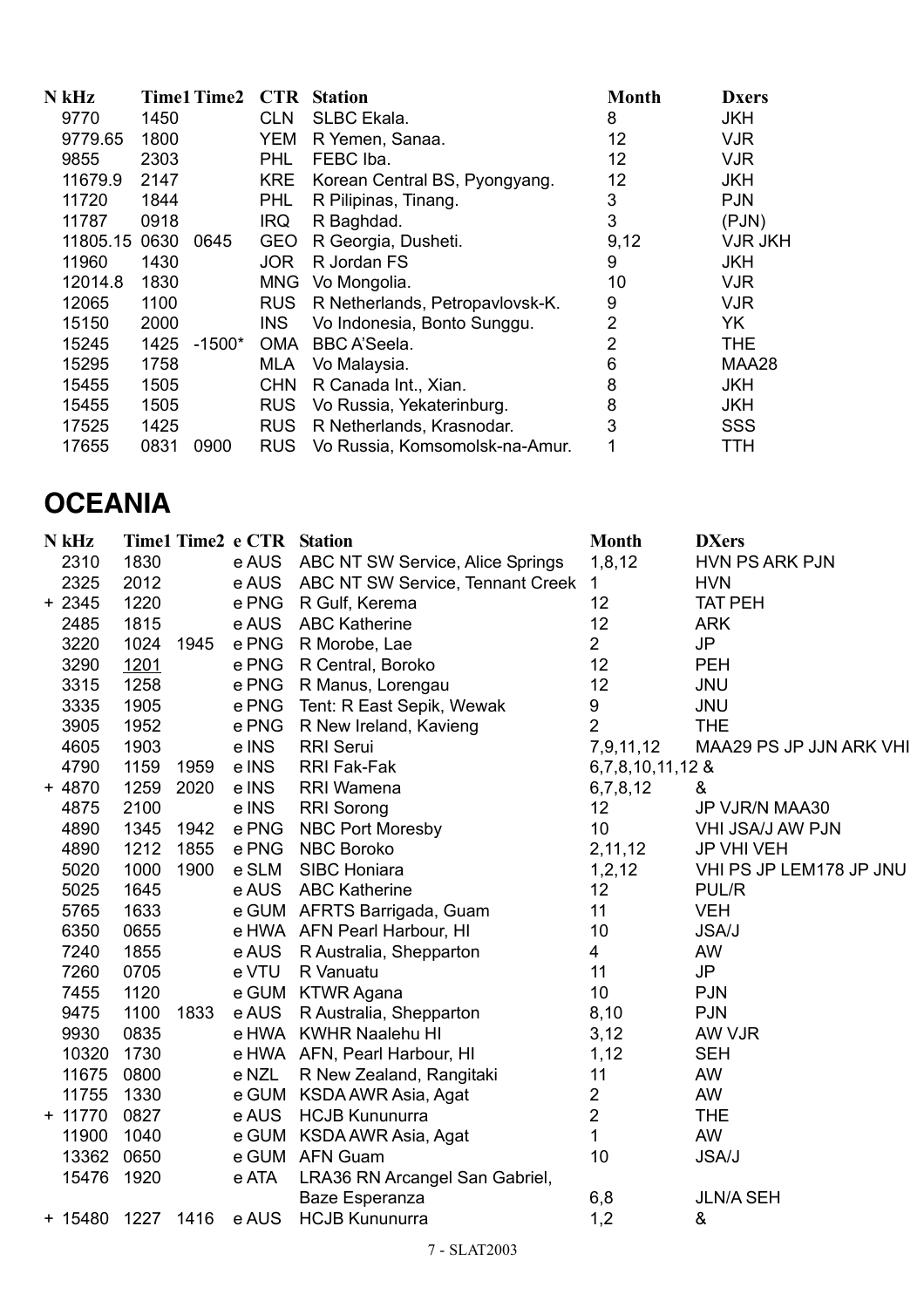| N kHz | Time1 | Time2 | CTR | Station | Month | Dxers |
|---|---|---|---|---|---|---|
| 9770 | 1450 | | CLN | SLBC Ekala. | 8 | JKH |
| 9779.65 | 1800 | | YEM | R Yemen, Sanaa. | 12 | VJR |
| 9855 | 2303 | | PHL | FEBC Iba. | 12 | VJR |
| 11679.9 | 2147 | | KRE | Korean Central BS, Pyongyang. | 12 | JKH |
| 11720 | 1844 | | PHL | R Pilipinas, Tinang. | 3 | PJN |
| 11787 | 0918 | | IRQ | R Baghdad. | 3 | (PJN) |
| 11805.15 | 0630 | 0645 | GEO | R Georgia, Dusheti. | 9,12 | VJR JKH |
| 11960 | 1430 | | JOR | R Jordan FS | 9 | JKH |
| 12014.8 | 1830 | | MNG | Vo Mongolia. | 10 | VJR |
| 12065 | 1100 | | RUS | R Netherlands, Petropavlovsk-K. | 9 | VJR |
| 15150 | 2000 | | INS | Vo Indonesia, Bonto Sunggu. | 2 | YK |
| 15245 | 1425 | -1500* | OMA | BBC A'Seela. | 2 | THE |
| 15295 | 1758 | | MLA | Vo Malaysia. | 6 | MAA28 |
| 15455 | 1505 | | CHN | R Canada Int., Xian. | 8 | JKH |
| 15455 | 1505 | | RUS | Vo Russia, Yekaterinburg. | 8 | JKH |
| 17525 | 1425 | | RUS | R Netherlands, Krasnodar. | 3 | SSS |
| 17655 | 0831 | 0900 | RUS | Vo Russia, Komsomolsk-na-Amur. | 1 | TTH |

## OCEANIA

| N kHz | Time1 | Time2 | e CTR | Station | Month | DXers |
|---|---|---|---|---|---|---|
| 2310 | 1830 | | e AUS | ABC NT SW Service, Alice Springs | 1,8,12 | HVN PS ARK PJN |
| 2325 | 2012 | | e AUS | ABC NT SW Service, Tennant Creek | 1 | HVN |
| + 2345 | 1220 | | e PNG | R Gulf, Kerema | 12 | TAT PEH |
| 2485 | 1815 | | e AUS | ABC Katherine | 12 | ARK |
| 3220 | 1024 | 1945 | e PNG | R Morobe, Lae | 2 | JP |
| 3290 | 1201 | | e PNG | R Central, Boroko | 12 | PEH |
| 3315 | 1258 | | e PNG | R Manus, Lorengau | 12 | JNU |
| 3335 | 1905 | | e PNG | Tent: R East Sepik, Wewak | 9 | JNU |
| 3905 | 1952 | | e PNG | R New Ireland, Kavieng | 2 | THE |
| 4605 | 1903 | | e INS | RRI Serui | 7,9,11,12 | MAA29 PS JP JJN ARK VHI |
| 4790 | 1159 | 1959 | e INS | RRI Fak-Fak | 6,7,8,10,11,12 & | |
| + 4870 | 1259 | 2020 | e INS | RRI Wamena | 6,7,8,12 | & |
| 4875 | 2100 | | e INS | RRI Sorong | 12 | JP VJR/N MAA30 |
| 4890 | 1345 | 1942 | e PNG | NBC Port Moresby | 10 | VHI JSA/J AW PJN |
| 4890 | 1212 | 1855 | e PNG | NBC Boroko | 2,11,12 | JP VHI VEH |
| 5020 | 1000 | 1900 | e SLM | SIBC Honiara | 1,2,12 | VHI PS JP LEM178 JP JNU |
| 5025 | 1645 | | e AUS | ABC Katherine | 12 | PUL/R |
| 5765 | 1633 | | e GUM | AFRTS Barrigada, Guam | 11 | VEH |
| 6350 | 0655 | | e HWA | AFN Pearl Harbour, HI | 10 | JSA/J |
| 7240 | 1855 | | e AUS | R Australia, Shepparton | 4 | AW |
| 7260 | 0705 | | e VTU | R Vanuatu | 11 | JP |
| 7455 | 1120 | | e GUM | KTWR Agana | 10 | PJN |
| 9475 | 1100 | 1833 | e AUS | R Australia, Shepparton | 8,10 | PJN |
| 9930 | 0835 | | e HWA | KWHR Naalehu HI | 3,12 | AW VJR |
| 10320 | 1730 | | e HWA | AFN, Pearl Harbour, HI | 1,12 | SEH |
| 11675 | 0800 | | e NZL | R New Zealand, Rangitaki | 11 | AW |
| 11755 | 1330 | | e GUM | KSDA AWR Asia, Agat | 2 | AW |
| + 11770 | 0827 | | e AUS | HCJB Kununurra | 2 | THE |
| 11900 | 1040 | | e GUM | KSDA AWR Asia, Agat | 1 | AW |
| 13362 | 0650 | | e GUM | AFN Guam | 10 | JSA/J |
| 15476 | 1920 | | e ATA | LRA36 RN Arcangel San Gabriel, Baze Esperanza | 6,8 | JLN/A SEH |
| + 15480 | 1227 | 1416 | e AUS | HCJB Kununurra | 1,2 | & |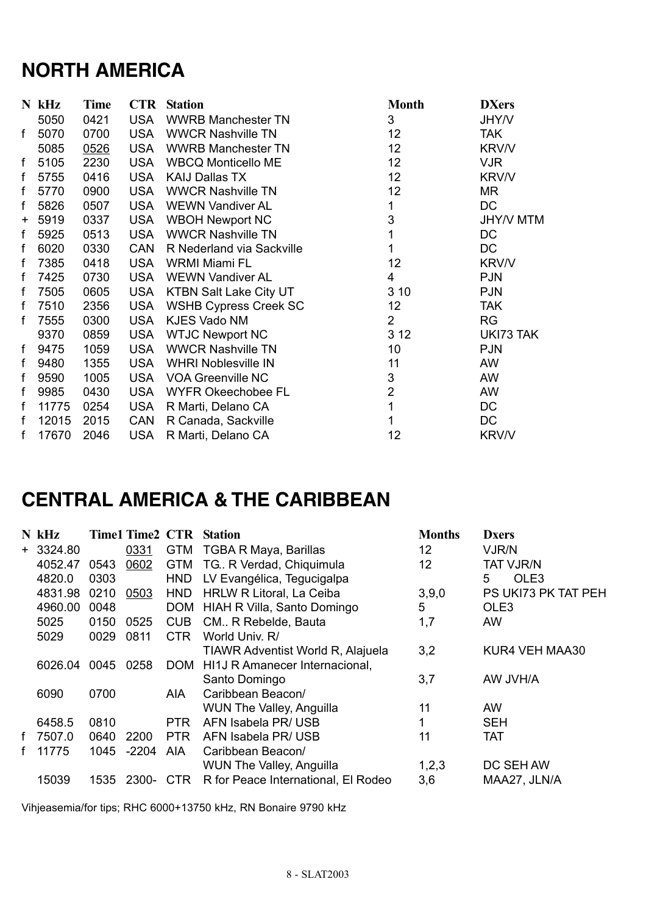## NORTH AMERICA

| N | kHz | Time | CTR | Station | Month | DXers |
|---|---|---|---|---|---|---|
| | 5050 | 0421 | USA | WWRB Manchester TN | 3 | JHY/V |
| f | 5070 | 0700 | USA | WWCR Nashville TN | 12 | TAK |
| | 5085 | 0526 | USA | WWRB Manchester TN | 12 | KRV/V |
| f | 5105 | 2230 | USA | WBCQ Monticello ME | 12 | VJR |
| f | 5755 | 0416 | USA | KAIJ Dallas TX | 12 | KRV/V |
| f | 5770 | 0900 | USA | WWCR Nashville TN | 12 | MR |
| f | 5826 | 0507 | USA | WEWN Vandiver AL | 1 | DC |
| + | 5919 | 0337 | USA | WBOH Newport NC | 3 | JHY/V MTM |
| f | 5925 | 0513 | USA | WWCR Nashville TN | 1 | DC |
| f | 6020 | 0330 | CAN | R Nederland via Sackville | 1 | DC |
| f | 7385 | 0418 | USA | WRMI Miami FL | 12 | KRV/V |
| f | 7425 | 0730 | USA | WEWN Vandiver AL | 4 | PJN |
| f | 7505 | 0605 | USA | KTBN Salt Lake City UT | 3 10 | PJN |
| f | 7510 | 2356 | USA | WSHB Cypress Creek SC | 12 | TAK |
| f | 7555 | 0300 | USA | KJES Vado NM | 2 | RG |
| | 9370 | 0859 | USA | WTJC Newport NC | 3 12 | UKI73 TAK |
| f | 9475 | 1059 | USA | WWCR Nashville TN | 10 | PJN |
| f | 9480 | 1355 | USA | WHRI Noblesville IN | 11 | AW |
| f | 9590 | 1005 | USA | VOA Greenville NC | 3 | AW |
| f | 9985 | 0430 | USA | WYFR Okeechobee FL | 2 | AW |
| f | 11775 | 0254 | USA | R Marti, Delano CA | 1 | DC |
| f | 12015 | 2015 | CAN | R Canada, Sackville | 1 | DC |
| f | 17670 | 2046 | USA | R Marti, Delano CA | 12 | KRV/V |

## CENTRAL AMERICA & THE CARIBBEAN

| N | kHz | Time1 | Time2 | CTR | Station | Months | Dxers |
|---|---|---|---|---|---|---|---|
| + | 3324.80 | | 0331 | GTM | TGBA R Maya, Barillas | 12 | VJR/N |
| | 4052.47 | 0543 | 0602 | GTM | TG.. R Verdad, Chiquimula | 12 | TAT VJR/N |
| | 4820.0 | 0303 | | HND | LV Evangélica, Tegucigalpa | | 5 OLE3 |
| | 4831.98 | 0210 | 0503 | HND | HRLW R Litoral, La Ceiba | 3,9,0 | PS UKI73 PK TAT PEH |
| | 4960.00 | 0048 | | DOM | HIAH R Villa, Santo Domingo | 5 | OLE3 |
| | 5025 | 0150 | 0525 | CUB | CM.. R Rebelde, Bauta | 1,7 | AW |
| | 5029 | 0029 | 0811 | CTR | World Univ. R/ TIAWR Adventist World R, Alajuela | 3,2 | KUR4 VEH MAA30 |
| | 6026.04 | 0045 | 0258 | DOM | HI1J R Amanecer Internacional, Santo Domingo | 3,7 | AW JVH/A |
| | 6090 | 0700 | | AIA | Caribbean Beacon/ WUN The Valley, Anguilla | 11 | AW |
| | 6458.5 | 0810 | | PTR | AFN Isabela PR/ USB | 1 | SEH |
| f | 7507.0 | 0640 | 2200 | PTR | AFN Isabela PR/ USB | 11 | TAT |
| f | 11775 | 1045 | -2204 | AIA | Caribbean Beacon/ WUN The Valley, Anguilla | 1,2,3 | DC SEH AW |
| | 15039 | 1535 | 2300- | CTR | R for Peace International, El Rodeo | 3,6 | MAA27, JLN/A |

Vihjeasemia/for tips; RHC 6000+13750 kHz, RN Bonaire 9790 kHz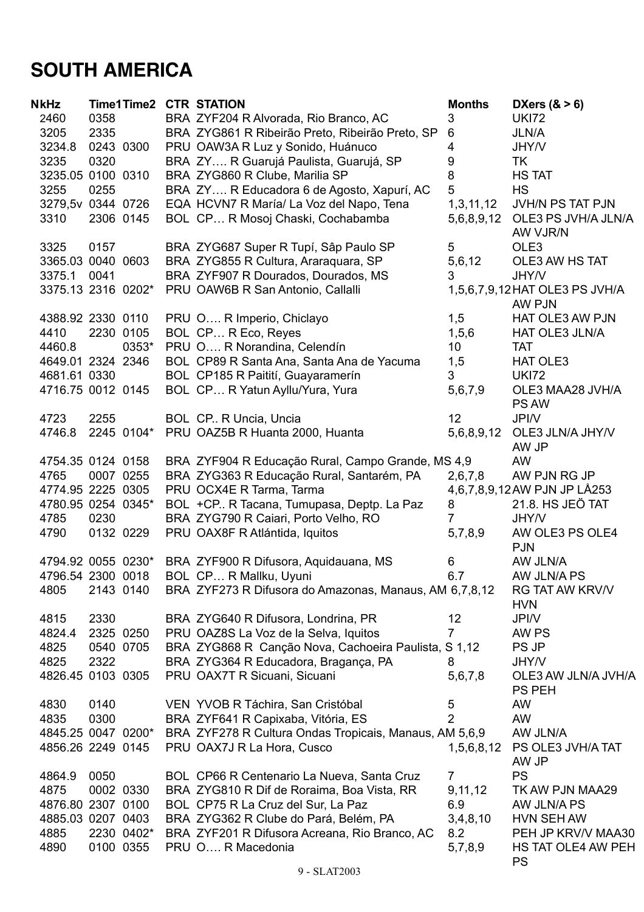# SOUTH AMERICA

| NkHz | Time1 | Time2 | CTR | STATION | Months | DXers (& > 6) |
|---|---|---|---|---|---|---|
| 2460 | 0358 | | BRA | ZYF204 R Alvorada, Rio Branco, AC | 3 | UKI72 |
| 3205 | 2335 | | BRA | ZYG861 R Ribeirão Preto, Ribeirão Preto, SP | 6 | JLN/A |
| 3234.8 | 0243 | 0300 | PRU | OAW3A R Luz y Sonido, Huánuco | 4 | JHY/V |
| 3235 | 0320 | | BRA | ZY…. R Guarujá Paulista, Guarujá, SP | 9 | TK |
| 3235.05 | 0100 | 0310 | BRA | ZYG860 R Clube, Marilia SP | 8 | HS TAT |
| 3255 | 0255 | | BRA | ZY…. R Educadora 6 de Agosto, Xapurí, AC | 5 | HS |
| 3279,5v | 0344 | 0726 | EQA | HCVN7 R María/ La Voz del Napo, Tena | 1,3,11,12 | JVH/N PS TAT PJN |
| 3310 | 2306 | 0145 | BOL | CP… R Mosoj Chaski, Cochabamba | 5,6,8,9,12 | OLE3 PS JVH/A JLN/A AW VJR/N |
| 3325 | 0157 | | BRA | ZYG687 Super R Tupí, Sâp Paulo SP | 5 | OLE3 |
| 3365.03 | 0040 | 0603 | BRA | ZYG855 R Cultura, Araraquara, SP | 5,6,12 | OLE3 AW HS TAT |
| 3375.1 | 0041 | | BRA | ZYF907 R Dourados, Dourados, MS | 3 | JHY/V |
| 3375.13 | 2316 | 0202* | PRU | OAW6B R San Antonio, Callalli | 1,5,6,7,9,12 | HAT OLE3 PS JVH/A AW PJN |
| 4388.92 | 2330 | 0110 | PRU | O…. R Imperio, Chiclayo | 1,5 | HAT OLE3 AW PJN |
| 4410 | 2230 | 0105 | BOL | CP… R Eco, Reyes | 1,5,6 | HAT OLE3 JLN/A |
| 4460.8 | | 0353* | PRU | O…. R Norandina, Celendín | 10 | TAT |
| 4649.01 | 2324 | 2346 | BOL | CP89 R Santa Ana, Santa Ana de Yacuma | 1,5 | HAT OLE3 |
| 4681.61 | 0330 | | BOL | CP185 R Paitití, Guayaramerín | 3 | UKI72 |
| 4716.75 | 0012 | 0145 | BOL | CP… R Yatun Ayllu/Yura, Yura | 5,6,7,9 | OLE3 MAA28 JVH/A PS AW |
| 4723 | 2255 | | BOL | CP.. R Uncia, Uncia | 12 | JPI/V |
| 4746.8 | 2245 | 0104* | PRU | OAZ5B R Huanta 2000, Huanta | 5,6,8,9,12 | OLE3 JLN/A JHY/V AW JP |
| 4754.35 | 0124 | 0158 | BRA | ZYF904 R Educação Rural, Campo Grande, MS | 4,9 | AW |
| 4765 | 0007 | 0255 | BRA | ZYG363 R Educação Rural, Santarém, PA | 2,6,7,8 | AW PJN RG JP |
| 4774.95 | 2225 | 0305 | PRU | OCX4E R Tarma, Tarma | 4,6,7,8,9,12 | AW PJN JP LÅ253 |
| 4780.95 | 0254 | 0345* | BOL | +CP.. R Tacana, Tumupasa, Deptp. La Paz | 8 | 21.8. HS JEÖ TAT |
| 4785 | 0230 | | BRA | ZYG790 R Caiari, Porto Velho, RO | 7 | JHY/V |
| 4790 | 0132 | 0229 | PRU | OAX8F R Atlántida, Iquitos | 5,7,8,9 | AW OLE3 PS OLE4 PJN |
| 4794.92 | 0055 | 0230* | BRA | ZYF900 R Difusora, Aquidauana, MS | 6 | AW JLN/A |
| 4796.54 | 2300 | 0018 | BOL | CP… R Mallku, Uyuni | 6.7 | AW JLN/A PS |
| 4805 | 2143 | 0140 | BRA | ZYF273 R Difusora do Amazonas, Manaus, AM | 6,7,8,12 | RG TAT AW KRV/V HVN |
| 4815 | 2330 | | BRA | ZYG640 R Difusora, Londrina, PR | 12 | JPI/V |
| 4824.4 | 2325 | 0250 | PRU | OAZ8S La Voz de la Selva, Iquitos | 7 | AW PS |
| 4825 | 0540 | 0705 | BRA | ZYG868 R Canção Nova, Cachoeira Paulista, S | 1,12 | PS JP |
| 4825 | 2322 | | BRA | ZYG364 R Educadora, Bragança, PA | 8 | JHY/V |
| 4826.45 | 0103 | 0305 | PRU | OAX7T R Sicuani, Sicuani | 5,6,7,8 | OLE3 AW JLN/A JVH/A PS PEH |
| 4830 | 0140 | | VEN | YVOB R Táchira, San Cristóbal | 5 | AW |
| 4835 | 0300 | | BRA | ZYF641 R Capixaba, Vitória, ES | 2 | AW |
| 4845.25 | 0047 | 0200* | BRA | ZYF278 R Cultura Ondas Tropicais, Manaus, AM | 5,6,9 | AW JLN/A |
| 4856.26 | 2249 | 0145 | PRU | OAX7J R La Hora, Cusco | 1,5,6,8,12 | PS OLE3 JVH/A TAT AW JP |
| 4864.9 | 0050 | | BOL | CP66 R Centenario La Nueva, Santa Cruz | 7 | PS |
| 4875 | 0002 | 0330 | BRA | ZYG810 R Dif de Roraima, Boa Vista, RR | 9,11,12 | TK AW PJN MAA29 |
| 4876.80 | 2307 | 0100 | BOL | CP75 R La Cruz del Sur, La Paz | 6.9 | AW JLN/A PS |
| 4885.03 | 0207 | 0403 | BRA | ZYG362 R Clube do Pará, Belém, PA | 3,4,8,10 | HVN SEH AW |
| 4885 | 2230 | 0402* | BRA | ZYF201 R Difusora Acreana, Rio Branco, AC | 8.2 | PEH JP KRV/V MAA30 |
| 4890 | 0100 | 0355 | PRU | O…. R Macedonia | 5,7,8,9 | HS TAT OLE4 AW PEH PS |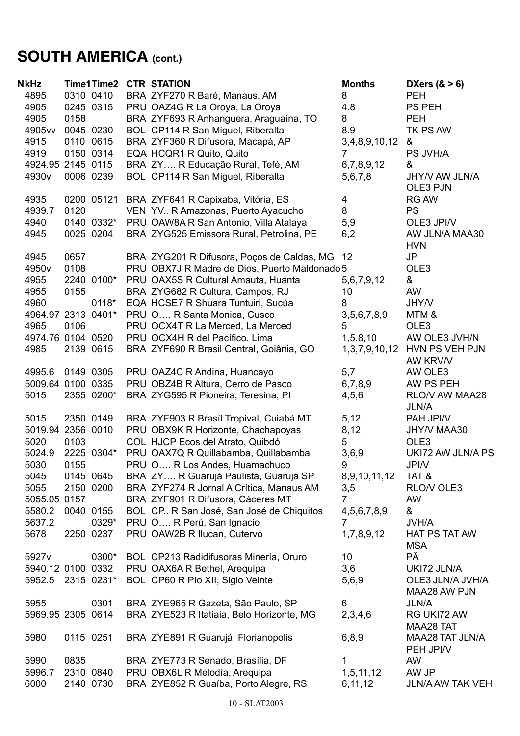# SOUTH AMERICA (cont.)

| NkHz | Time1 | Time2 | CTR | STATION | Months | DXers (& > 6) |
|---|---|---|---|---|---|---|
| 4895 | 0310 | 0410 | BRA | ZYF270 R Baré, Manaus, AM | 8 | PEH |
| 4905 | 0245 | 0315 | PRU | OAZ4G R La Oroya, La Oroya | 4.8 | PS PEH |
| 4905 | 0158 | | BRA | ZYF693 R Anhanguera, Araguaína, TO | 8 | PEH |
| 4905vv | 0045 | 0230 | BOL | CP114 R San Miguel, Riberalta | 8.9 | TK PS AW |
| 4915 | 0110 | 0615 | BRA | ZYF360 R Difusora, Macapá, AP | 3,4,8,9,10,12 | & |
| 4919 | 0150 | 0314 | EQA | HCQR1 R Quito, Quito | 7 | PS JVH/A |
| 4924.95 | 2145 | 0115 | BRA | ZY…. R Educação Rural, Tefé, AM | 6,7,8,9,12 | & |
| 4930v | 0006 | 0239 | BOL | CP114 R San Miguel, Riberalta | 5,6,7,8 | JHY/V AW JLN/A OLE3 PJN |
| 4935 | 0200 | 05121 | BRA | ZYF641 R Capixaba, Vitória, ES | 4 | RG AW |
| 4939.7 | 0120 | | VEN | YV.. R Amazonas, Puerto Ayacucho | 8 | PS |
| 4940 | 0140 | 0332* | PRU | OAW8A R San Antonio, Villa Atalaya | 5,9 | OLE3 JPI/V |
| 4945 | 0025 | 0204 | BRA | ZYG525 Emissora Rural, Petrolina, PE | 6,2 | AW JLN/A MAA30 HVN |
| 4945 | 0657 | | BRA | ZYG201 R Difusora, Poços de Caldas, MG | 12 | JP |
| 4950v | 0108 | | PRU | OBX7J R Madre de Dios, Puerto Maldonado | 5 | OLE3 |
| 4955 | 2240 | 0100* | PRU | OAX5S R Cultural Amauta, Huanta | 5,6,7,9,12 | & |
| 4955 | 0155 | | BRA | ZYG682 R Cultura, Campos, RJ | 10 | AW |
| 4960 | | 0118* | EQA | HCSE7 R Shuara Tuntuiri, Sucúa | 8 | JHY/V |
| 4964.97 | 2313 | 0401* | PRU | O…. R Santa Monica, Cusco | 3,5,6,7,8,9 | MTM & |
| 4965 | 0106 | | PRU | OCX4T R La Merced, La Merced | 5 | OLE3 |
| 4974.76 | 0104 | 0520 | PRU | OCX4H R del Pacífico, Lima | 1,5,8,10 | AW OLE3 JVH/N |
| 4985 | 2139 | 0615 | BRA | ZYF690 R Brasil Central, Goiânia, GO | 1,3,7,9,10,12 | HVN PS VEH PJN AW KRV/V |
| 4995.6 | 0149 | 0305 | PRU | OAZ4C R Andina, Huancayo | 5,7 | AW OLE3 |
| 5009.64 | 0100 | 0335 | PRU | OBZ4B R Altura, Cerro de Pasco | 6,7,8,9 | AW PS PEH |
| 5015 | 2355 | 0200* | BRA | ZYG595 R Pioneira, Teresina, PI | 4,5,6 | RLO/V AW MAA28 JLN/A |
| 5015 | 2350 | 0149 | BRA | ZYF903 R Brasíl Tropival, Cuiabá MT | 5,12 | PAH JPI/V |
| 5019.94 | 2356 | 0010 | PRU | OBX9K R Horizonte, Chachapoyas | 8,12 | JHY/V MAA30 |
| 5020 | 0103 | | COL | HJCP Ecos del Atrato, Quibdó | 5 | OLE3 |
| 5024.9 | 2225 | 0304* | PRU | OAX7Q R Quillabamba, Quillabamba | 3,6,9 | UKI72 AW JLN/A PS |
| 5030 | 0155 | | PRU | O…. R Los Andes, Huamachuco | 9 | JPI/V |
| 5045 | 0145 | 0645 | BRA | ZY…. R Guarujá Paulista, Guarujá SP | 8,9,10,11,12 | TAT & |
| 5055 | 2150 | 0200 | BRA | ZYF274 R Jornal A Crítica, Manaus AM | 3,5 | RLO/V OLE3 |
| 5055.05 | 0157 | | BRA | ZYF901 R Difusora, Cáceres MT | 7 | AW |
| 5580.2 | 0040 | 0155 | BOL | CP.. R San José, San José de Chiquitos | 4,5,6,7,8,9 | & |
| 5637.2 | | 0329* | PRU | O…. R Perú, San Ignacio | 7 | JVH/A |
| 5678 | 2250 | 0237 | PRU | OAW2B R Ilucan, Cutervo | 1,7,8,9,12 | HAT PS TAT AW MSA |
| 5927v | | 0300* | BOL | CP213 Radidifusoras Minería, Oruro | 10 | PÄ |
| 5940.12 | 0100 | 0332 | PRU | OAX6A R Bethel, Arequipa | 3,6 | UKI72 JLN/A |
| 5952.5 | 2315 | 0231* | BOL | CP60 R Pío XII, Siglo Veinte | 5,6,9 | OLE3 JLN/A JVH/A MAA28 AW PJN |
| 5955 | | 0301 | BRA | ZYE965 R Gazeta, São Paulo, SP | 6 | JLN/A |
| 5969.95 | 2305 | 0614 | BRA | ZYE523 R Itatiaia, Belo Horizonte, MG | 2,3,4,6 | RG UKI72 AW MAA28 TAT |
| 5980 | 0115 | 0251 | BRA | ZYE891 R Guarujá, Florianopolis | 6,8,9 | MAA28 TAT JLN/A PEH JPI/V |
| 5990 | 0835 | | BRA | ZYE773 R Senado, Brasília, DF | 1 | AW |
| 5996.7 | 2310 | 0840 | PRU | OBX6L R Melodía, Arequipa | 1,5,11,12 | AW JP |
| 6000 | 2140 | 0730 | BRA | ZYE852 R Guaíba, Porto Alegre, RS | 6,11,12 | JLN/A AW TAK VEH |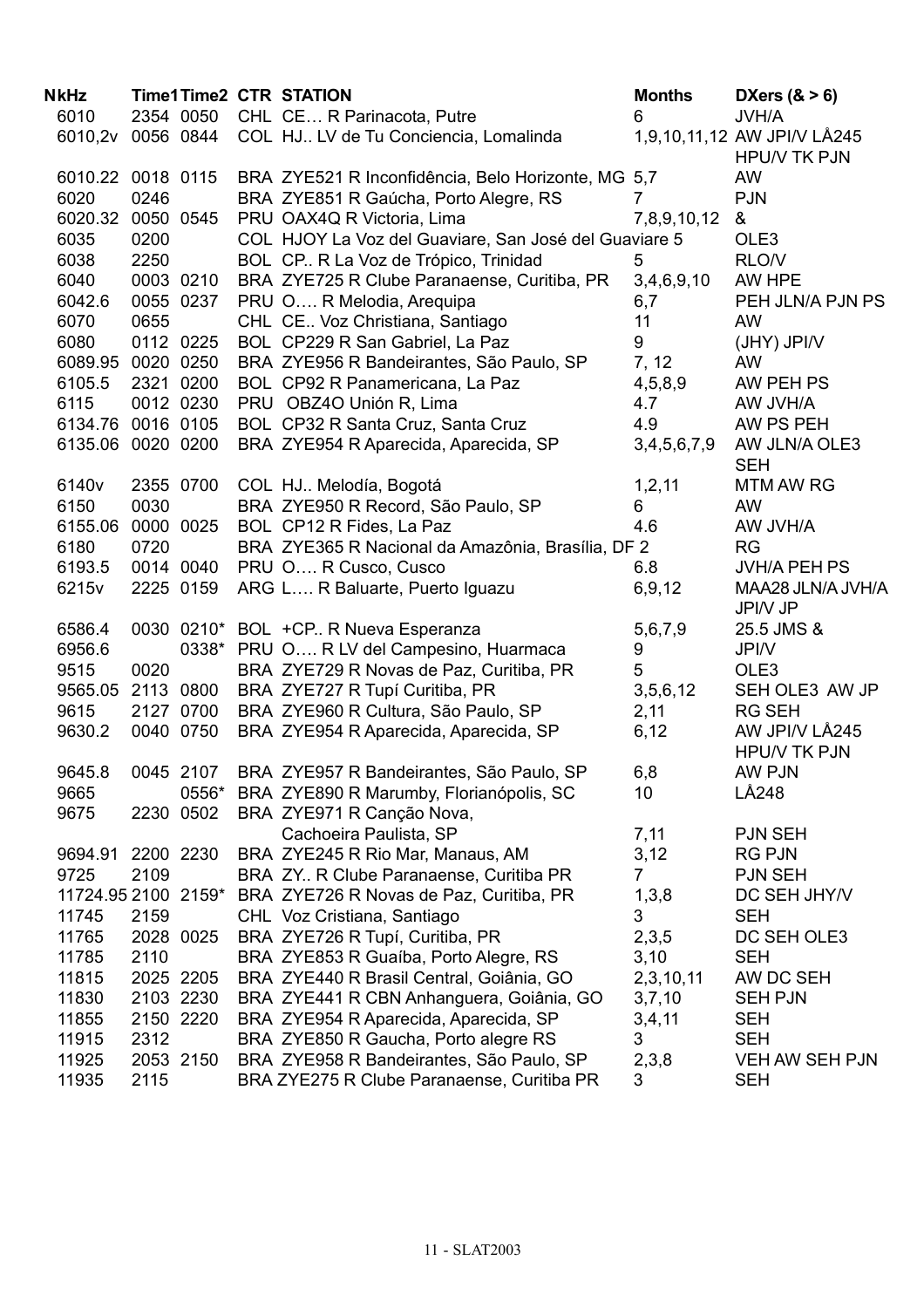| NkHz | Time1 | Time2 | CTR | STATION | Months | DXers (& > 6) |
|---|---|---|---|---|---|---|
| 6010 | 2354 | 0050 | CHL | CE… R Parinacota, Putre | 6 | JVH/A |
| 6010,2v | 0056 | 0844 | COL | HJ.. LV de Tu Conciencia, Lomalinda | 1,9,10,11,12 | AW JPI/V LÅ245 HPU/V TK PJN |
| 6010.22 | 0018 | 0115 | BRA | ZYE521 R Inconfidência, Belo Horizonte, MG | 5,7 | AW |
| 6020 | 0246 | | BRA | ZYE851 R Gaúcha, Porto Alegre, RS | 7 | PJN |
| 6020.32 | 0050 | 0545 | PRU | OAX4Q R Victoria, Lima | 7,8,9,10,12 | & |
| 6035 | 0200 | | COL | HJOY La Voz del Guaviare, San José del Guaviare | 5 | OLE3 |
| 6038 | 2250 | | BOL | CP.. R La Voz de Trópico, Trinidad | 5 | RLO/V |
| 6040 | 0003 | 0210 | BRA | ZYE725 R Clube Paranaense, Curitiba, PR | 3,4,6,9,10 | AW HPE |
| 6042.6 | 0055 | 0237 | PRU | O…. R Melodia, Arequipa | 6,7 | PEH JLN/A PJN PS |
| 6070 | 0655 | | CHL | CE.. Voz Christiana, Santiago | 11 | AW |
| 6080 | 0112 | 0225 | BOL | CP229 R San Gabriel, La Paz | 9 | (JHY) JPI/V |
| 6089.95 | 0020 | 0250 | BRA | ZYE956 R Bandeirantes, São Paulo, SP | 7, 12 | AW |
| 6105.5 | 2321 | 0200 | BOL | CP92 R Panamericana, La Paz | 4,5,8,9 | AW PEH PS |
| 6115 | 0012 | 0230 | PRU | OBZ4O Unión R, Lima | 4.7 | AW JVH/A |
| 6134.76 | 0016 | 0105 | BOL | CP32 R Santa Cruz, Santa Cruz | 4.9 | AW PS PEH |
| 6135.06 | 0020 | 0200 | BRA | ZYE954 R Aparecida, Aparecida, SP | 3,4,5,6,7,9 | AW JLN/A OLE3 SEH |
| 6140v | 2355 | 0700 | COL | HJ.. Melodía, Bogotá | 1,2,11 | MTM AW RG |
| 6150 | 0030 | | BRA | ZYE950 R Record, São Paulo, SP | 6 | AW |
| 6155.06 | 0000 | 0025 | BOL | CP12 R Fides, La Paz | 4.6 | AW JVH/A |
| 6180 | 0720 | | BRA | ZYE365 R Nacional da Amazônia, Brasília, DF | 2 | RG |
| 6193.5 | 0014 | 0040 | PRU | O…. R Cusco, Cusco | 6.8 | JVH/A PEH PS |
| 6215v | 2225 | 0159 | ARG | L…. R Baluarte, Puerto Iguazu | 6,9,12 | MAA28 JLN/A JVH/A JPI/V JP |
| 6586.4 | 0030 | 0210* | BOL | +CP.. R Nueva Esperanza | 5,6,7,9 | 25.5 JMS & |
| 6956.6 | | 0338* | PRU | O…. R LV del Campesino, Huarmaca | 9 | JPI/V |
| 9515 | 0020 | | BRA | ZYE729 R Novas de Paz, Curitiba, PR | 5 | OLE3 |
| 9565.05 | 2113 | 0800 | BRA | ZYE727 R Tupí Curitiba, PR | 3,5,6,12 | SEH OLE3 AW JP |
| 9615 | 2127 | 0700 | BRA | ZYE960 R Cultura, São Paulo, SP | 2,11 | RG SEH |
| 9630.2 | 0040 | 0750 | BRA | ZYE954 R Aparecida, Aparecida, SP | 6,12 | AW JPI/V LÅ245 HPU/V TK PJN |
| 9645.8 | 0045 | 2107 | BRA | ZYE957 R Bandeirantes, São Paulo, SP | 6,8 | AW PJN |
| 9665 | | 0556* | BRA | ZYE890 R Marumby, Florianópolis, SC | 10 | LÅ248 |
| 9675 | 2230 | 0502 | BRA | ZYE971 R Canção Nova, Cachoeira Paulista, SP | 7,11 | PJN SEH |
| 9694.91 | 2200 | 2230 | BRA | ZYE245 R Rio Mar, Manaus, AM | 3,12 | RG PJN |
| 9725 | 2109 | | BRA | ZY.. R Clube Paranaense, Curitiba PR | 7 | PJN SEH |
| 11724.95 | 2100 | 2159* | BRA | ZYE726 R Novas de Paz, Curitiba, PR | 1,3,8 | DC SEH JHY/V |
| 11745 | 2159 | | CHL | Voz Cristiana, Santiago | 3 | SEH |
| 11765 | 2028 | 0025 | BRA | ZYE726 R Tupí, Curitiba, PR | 2,3,5 | DC SEH OLE3 |
| 11785 | 2110 | | BRA | ZYE853 R Guaíba, Porto Alegre, RS | 3,10 | SEH |
| 11815 | 2025 | 2205 | BRA | ZYE440 R Brasil Central, Goiânia, GO | 2,3,10,11 | AW DC SEH |
| 11830 | 2103 | 2230 | BRA | ZYE441 R CBN Anhanguera, Goiânia, GO | 3,7,10 | SEH PJN |
| 11855 | 2150 | 2220 | BRA | ZYE954 R Aparecida, Aparecida, SP | 3,4,11 | SEH |
| 11915 | 2312 | | BRA | ZYE850 R Gaucha, Porto alegre RS | 3 | SEH |
| 11925 | 2053 | 2150 | BRA | ZYE958 R Bandeirantes, São Paulo, SP | 2,3,8 | VEH AW SEH PJN |
| 11935 | 2115 | | BRA | ZYE275 R Clube Paranaense, Curitiba PR | 3 | SEH |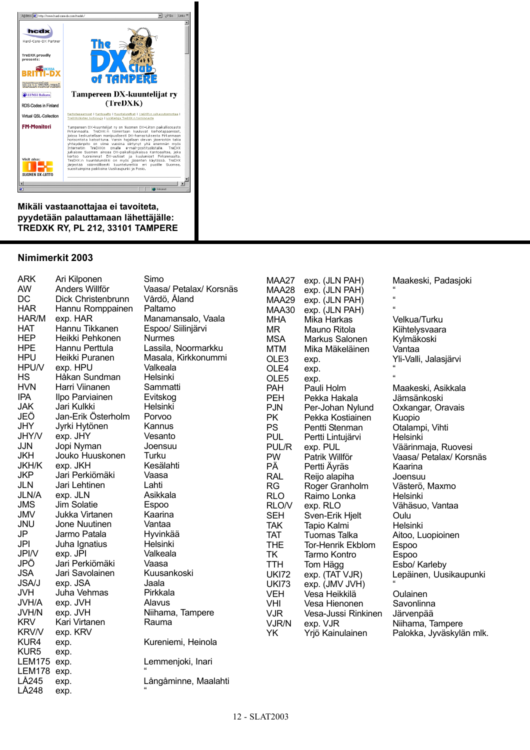Mikäli vastaanottajaa ei tavoiteta, pyydetään palauttamaan lähettäjälle: TREDXK RY, PL 212, 33101 TAMPERE

## Nimimerkit 2003

| | | |
|---|---|---|
| ARK | Ari Kilponen | Simo |
| AW | Anders Willför | Vaasa/ Petalax/ Korsnäs |
| DC | Dick Christenbrunn | Vårdö, Åland |
| HAR | Hannu Romppainen | Paltamo |
| HAR/M | exp. HAR | Manamansalo, Vaala |
| HAT | Hannu Tikkanen | Espoo/ Siilinjärvi |
| HEP | Heikki Pehkonen | Nurmes |
| HPE | Hannu Perttula | Lassila, Noormarkku |
| HPU | Heikki Puranen | Masala, Kirkkonummi |
| HPU/V | exp. HPU | Valkeala |
| HS | Håkan Sundman | Helsinki |
| HVN | Harri Viinanen | Sammatti |
| IPA | Ilpo Parviainen | Evitskog |
| JAK | Jari Kulkki | Helsinki |
| JEÖ | Jan-Erik Österholm | Porvoo |
| JHY | Jyrki Hytönen | Kannus |
| JHY/V | exp. JHY | Vesanto |
| JJN | Jopi Nyman | Joensuu |
| JKH | Jouko Huuskonen | Turku |
| JKH/K | exp. JKH | Kesälahti |
| JKP | Jari Perkiömäki | Vaasa |
| JLN | Jari Lehtinen | Lahti |
| JLN/A | exp. JLN | Asikkala |
| JMS | Jim Solatie | Espoo |
| JMV | Jukka Virtanen | Kaarina |
| JNU | Jone Nuutinen | Vantaa |
| JP | Jarmo Patala | Hyvinkää |
| JPI | Juha Ignatius | Helsinki |
| JPI/V | exp. JPI | Valkeala |
| JPÖ | Jari Perkiömäki | Vaasa |
| JSA | Jari Savolainen | Kuusankoski |
| JSA/J | exp. JSA | Jaala |
| JVH | Juha Vehmas | Pirkkala |
| JVH/A | exp. JVH | Alavus |
| JVH/N | exp. JVH | Niihama, Tampere |
| KRV | Kari Virtanen | Rauma |
| KRV/V | exp. KRV | |
| KUR4 | exp. | Kureniemi, Heinola |
| KUR5 | exp. | |
| LEM175 | exp. | Lemmenjoki, Inari |
| LEM178 | exp. | " |
| LÅ245 | exp. | Långåminne, Maalahti |
| LÅ248 | exp. | " |
| MAA27 | exp. (JLN PAH) | Maakeski, Padasjoki |
| MAA28 | exp. (JLN PAH) | " |
| MAA29 | exp. (JLN PAH) | " |
| MAA30 | exp. (JLN PAH) | " |
| MHA | Mika Harkas | Velkua/Turku |
| MR | Mauno Ritola | Kiihtelysvaara |
| MSA | Markus Salonen | Kylmäkoski |
| MTM | Mika Mäkeläinen | Vantaa |
| OLE3 | exp. | Yli-Valli, Jalasjärvi |
| OLE4 | exp. | " |
| OLE5 | exp. | " |
| PAH | Pauli Holm | Maakeski, Asikkala |
| PEH | Pekka Hakala | Jämsänkoski |
| PJN | Per-Johan Nylund | Oxkangar, Oravais |
| PK | Pekka Kostiainen | Kuopio |
| PS | Pentti Stenman | Otalampi, Vihti |
| PUL | Pertti Lintujärvi | Helsinki |
| PUL/R | exp. PUL | Väärinmaja, Ruovesi |
| PW | Patrik Willför | Vaasa/ Petalax/ Korsnäs |
| PÄ | Pertti Äyräs | Kaarina |
| RAL | Reijo alapiha | Joensuu |
| RG | Roger Granholm | Västerö, Maxmo |
| RLO | Raimo Lonka | Helsinki |
| RLO/V | exp. RLO | Vähäsuo, Vantaa |
| SEH | Sven-Erik Hjelt | Oulu |
| TAK | Tapio Kalmi | Helsinki |
| TAT | Tuomas Talka | Aitoo, Luopioinen |
| THE | Tor-Henrik Ekblom | Espoo |
| TK | Tarmo Kontro | Espoo |
| TTH | Tom Hägg | Esbo/ Karleby |
| UKI72 | exp. (TAT VJR) | Lepäinen, Uusikaupunki |
| UKI73 | exp. (JMV JVH) | " |
| VEH | Vesa Heikkilä | Oulainen |
| VHI | Vesa Hienonen | Savonlinna |
| VJR | Vesa-Jussi Rinkinen | Järvenpää |
| VJR/N | exp. VJR | Niihama, Tampere |
| YK | Yrjö Kainulainen | Palokka, Jyväskylän mlk. |